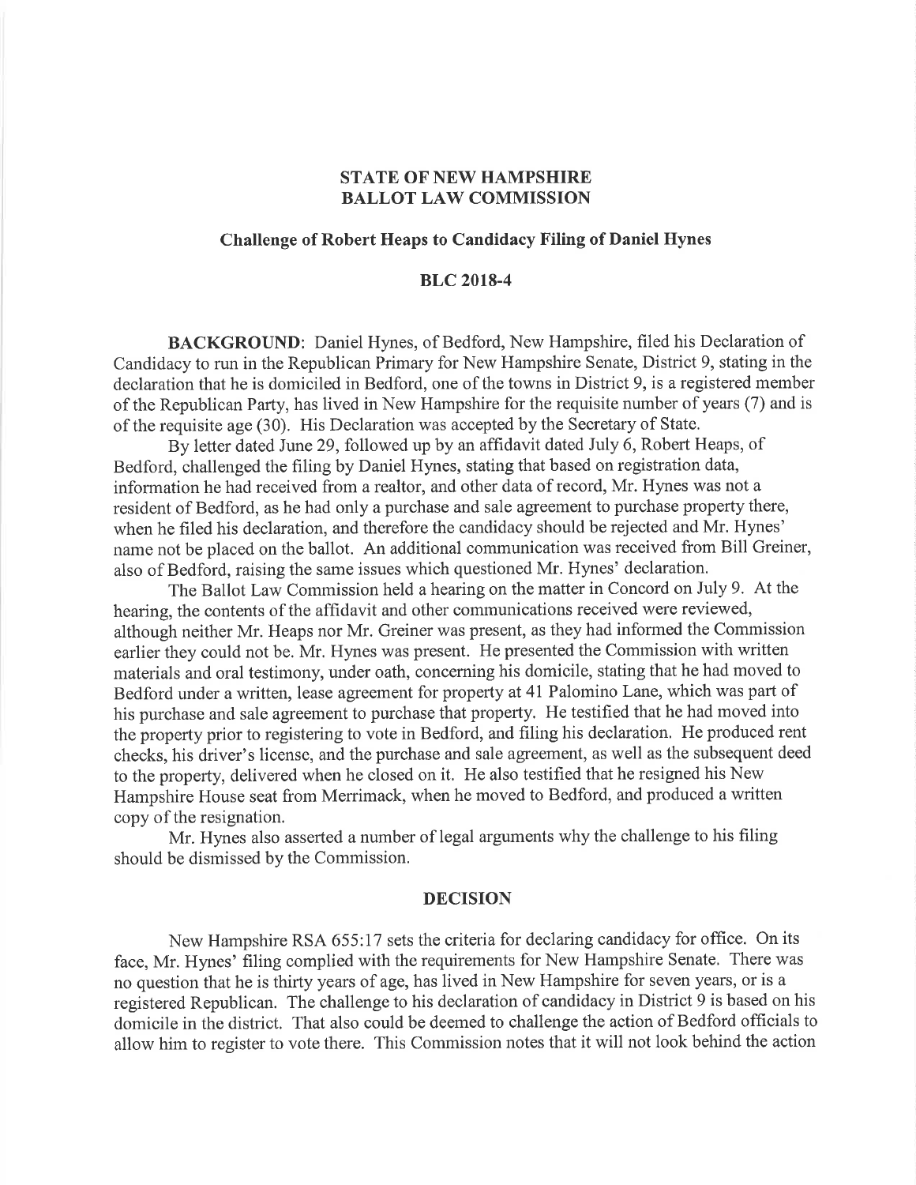# STATE OF NEW HAMPSHIRE
# BALLOT LAW COMMISSION

## Challenge of Robert Heaps to Candidacy Filing of Daniel Hynes

## BLC 2018-4

**BACKGROUND**: Daniel Hynes, of Bedford, New Hampshire, filed his Declaration of Candidacy to run in the Republican Primary for New Hampshire Senate, District 9, stating in the declaration that he is domiciled in Bedford, one of the towns in District 9, is a registered member of the Republican Party, has lived in New Hampshire for the requisite number of years (7) and is of the requisite age (30). His Declaration was accepted by the Secretary of State.

By letter dated June 29, followed up by an affidavit dated July 6, Robert Heaps, of Bedford, challenged the filing by Daniel Hynes, stating that based on registration data, information he had received from a realtor, and other data of record, Mr. Hynes was not a resident of Bedford, as he had only a purchase and sale agreement to purchase property there, when he filed his declaration, and therefore the candidacy should be rejected and Mr. Hynes' name not be placed on the ballot. An additional communication was received from Bill Greiner, also of Bedford, raising the same issues which questioned Mr. Hynes' declaration.

The Ballot Law Commission held a hearing on the matter in Concord on July 9. At the hearing, the contents of the affidavit and other communications received were reviewed, although neither Mr. Heaps nor Mr. Greiner was present, as they had informed the Commission earlier they could not be. Mr. Hynes was present. He presented the Commission with written materials and oral testimony, under oath, concerning his domicile, stating that he had moved to Bedford under a written, lease agreement for property at 41 Palomino Lane, which was part of his purchase and sale agreement to purchase that property. He testified that he had moved into the property prior to registering to vote in Bedford, and filing his declaration. He produced rent checks, his driver's license, and the purchase and sale agreement, as well as the subsequent deed to the property, delivered when he closed on it. He also testified that he resigned his New Hampshire House seat from Merrimack, when he moved to Bedford, and produced a written copy of the resignation.

Mr. Hynes also asserted a number of legal arguments why the challenge to his filing should be dismissed by the Commission.

## DECISION

New Hampshire RSA 655:17 sets the criteria for declaring candidacy for office. On its face, Mr. Hynes' filing complied with the requirements for New Hampshire Senate. There was no question that he is thirty years of age, has lived in New Hampshire for seven years, or is a registered Republican. The challenge to his declaration of candidacy in District 9 is based on his domicile in the district. That also could be deemed to challenge the action of Bedford officials to allow him to register to vote there. This Commission notes that it will not look behind the action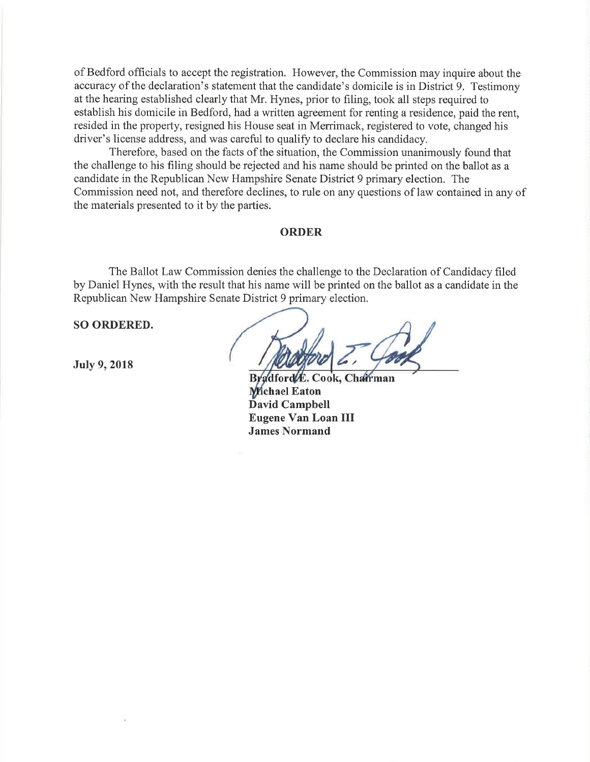of Bedford officials to accept the registration. However, the Commission may inquire about the accuracy of the declaration's statement that the candidate's domicile is in District 9. Testimony at the hearing established clearly that Mr. Hynes, prior to filing, took all steps required to establish his domicile in Bedford, had a written agreement for renting a residence, paid the rent, resided in the property, resigned his House seat in Merrimack, registered to vote, changed his driver's license address, and was careful to qualify to declare his candidacy.

Therefore, based on the facts of the situation, the Commission unanimously found that the challenge to his filing should be rejected and his name should be printed on the ballot as a candidate in the Republican New Hampshire Senate District 9 primary election. The Commission need not, and therefore declines, to rule on any questions of law contained in any of the materials presented to it by the parties.

## ORDER

The Ballot Law Commission denies the challenge to the Declaration of Candidacy filed by Daniel Hynes, with the result that his name will be printed on the ballot as a candidate in the Republican New Hampshire Senate District 9 primary election.

**SO ORDERED.**

**July 9, 2018**

**Bradford E. Cook, Chairman**
**Michael Eaton**
**David Campbell**
**Eugene Van Loan III**
**James Normand**